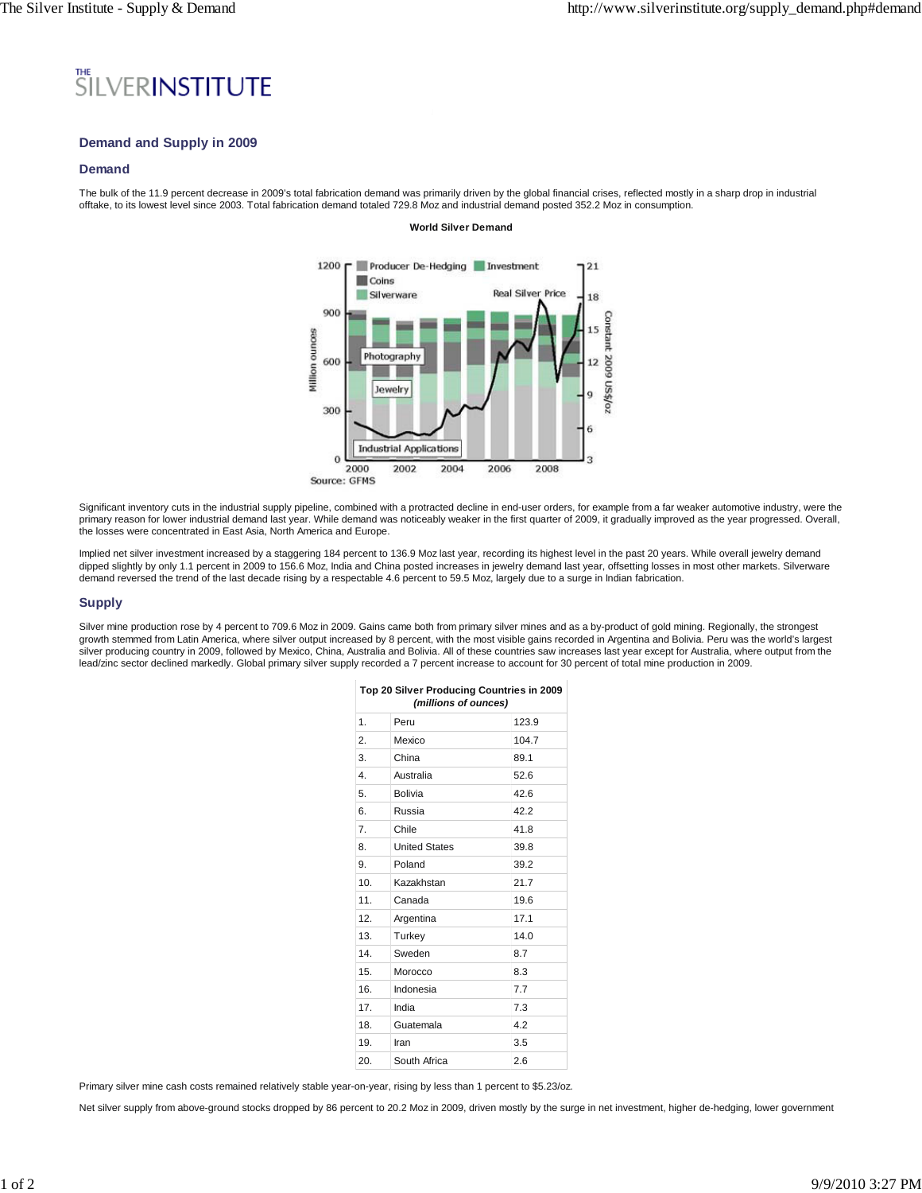# Demand and Supply in 2009

## Demand

The bulk of the 11.9 percent decrease in 2009's total fabrication demand was primarily driven by the global financial crises, reflected mostly in a sharp drop in industrial offtake, to its lowest level since 2003. Total fabrication demand totaled 729.8 Moz and industrial demand posted 352.2 Moz in consumption.

**World Silver Demand**

Source: GFMS

Significant inventory cuts in the industrial supply pipeline, combined with a protracted decline in end-user orders, for example from a far weaker automotive industry, were the primary reason for lower industrial demand last year. While demand was noticeably weaker in the first quarter of 2009, it gradually improved as the year progressed. Overall, the losses were concentrated in East Asia, North America and Europe.

Implied net silver investment increased by a staggering 184 percent to 136.9 Moz last year, recording its highest level in the past 20 years. While overall jewelry demand dipped slightly by only 1.1 percent in 2009 to 156.6 Moz, India and China posted increases in jewelry demand last year, offsetting losses in most other markets. Silverware demand reversed the trend of the last decade rising by a respectable 4.6 percent to 59.5 Moz, largely due to a surge in Indian fabrication.

## Supply

Silver mine production rose by 4 percent to 709.6 Moz in 2009. Gains came both from primary silver mines and as a by-product of gold mining. Regionally, the strongest growth stemmed from Latin America, where silver output increased by 8 percent, with the most visible gains recorded in Argentina and Bolivia. Peru was the world's largest silver producing country in 2009, followed by Mexico, China, Australia and Bolivia. All of these countries saw increases last year except for Australia, where output from the lead/zinc sector declined markedly. Global primary silver supply recorded a 7 percent increase to account for 30 percent of total mine production in 2009.

**Top 20 Silver Producing Countries in 2009**
*(millions of ounces)*

| | | |
|---|---|---|
| 1. | Peru | 123.9 |
| 2. | Mexico | 104.7 |
| 3. | China | 89.1 |
| 4. | Australia | 52.6 |
| 5. | Bolivia | 42.6 |
| 6. | Russia | 42.2 |
| 7. | Chile | 41.8 |
| 8. | United States | 39.8 |
| 9. | Poland | 39.2 |
| 10. | Kazakhstan | 21.7 |
| 11. | Canada | 19.6 |
| 12. | Argentina | 17.1 |
| 13. | Turkey | 14.0 |
| 14. | Sweden | 8.7 |
| 15. | Morocco | 8.3 |
| 16. | Indonesia | 7.7 |
| 17. | India | 7.3 |
| 18. | Guatemala | 4.2 |
| 19. | Iran | 3.5 |
| 20. | South Africa | 2.6 |

Primary silver mine cash costs remained relatively stable year-on-year, rising by less than 1 percent to $5.23/oz.

Net silver supply from above-ground stocks dropped by 86 percent to 20.2 Moz in 2009, driven mostly by the surge in net investment, higher de-hedging, lower government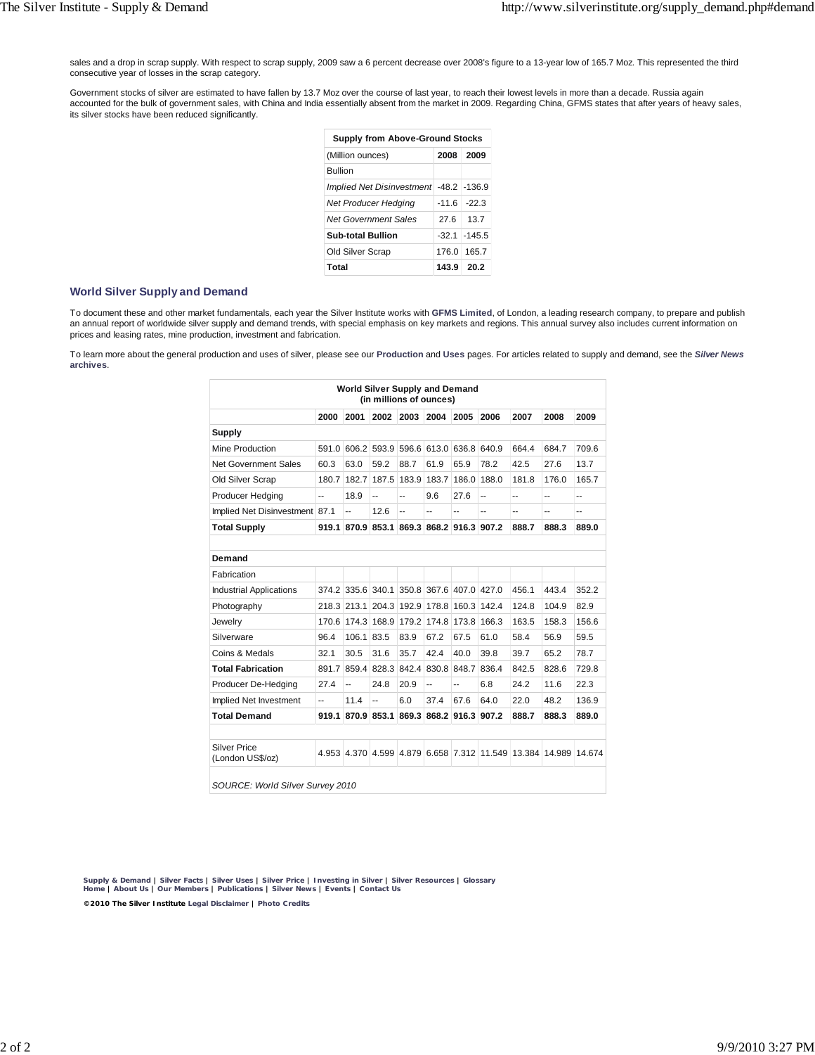sales and a drop in scrap supply. With respect to scrap supply, 2009 saw a 6 percent decrease over 2008's figure to a 13-year low of 165.7 Moz. This represented the third consecutive year of losses in the scrap category.

Government stocks of silver are estimated to have fallen by 13.7 Moz over the course of last year, to reach their lowest levels in more than a decade. Russia again accounted for the bulk of government sales, with China and India essentially absent from the market in 2009. Regarding China, GFMS states that after years of heavy sales, its silver stocks have been reduced significantly.

| Supply from Above-Ground Stocks | | |
|---|---|---|
| (Million ounces) | **2008** | **2009** |
| Bullion | | |
| *Implied Net Disinvestment* | -48.2 | -136.9 |
| *Net Producer Hedging* | -11.6 | -22.3 |
| *Net Government Sales* | 27.6 | 13.7 |
| **Sub-total Bullion** | -32.1 | -145.5 |
| Old Silver Scrap | 176.0 | 165.7 |
| **Total** | **143.9** | **20.2** |

## World Silver Supply and Demand

To document these and other market fundamentals, each year the Silver Institute works with **GFMS Limited**, of London, a leading research company, to prepare and publish an annual report of worldwide silver supply and demand trends, with special emphasis on key markets and regions. This annual survey also includes current information on prices and leasing rates, mine production, investment and fabrication.

To learn more about the general production and uses of silver, please see our **Production** and **Uses** pages. For articles related to supply and demand, see the ***Silver News*** **archives**.

| World Silver Supply and Demand (in millions of ounces) | | | | | | | | | | |
|---|---|---|---|---|---|---|---|---|---|---|
| | **2000** | **2001** | **2002** | **2003** | **2004** | **2005** | **2006** | **2007** | **2008** | **2009** |
| **Supply** | | | | | | | | | | |
| Mine Production | 591.0 | 606.2 | 593.9 | 596.6 | 613.0 | 636.8 | 640.9 | 664.4 | 684.7 | 709.6 |
| Net Government Sales | 60.3 | 63.0 | 59.2 | 88.7 | 61.9 | 65.9 | 78.2 | 42.5 | 27.6 | 13.7 |
| Old Silver Scrap | 180.7 | 182.7 | 187.5 | 183.9 | 183.7 | 186.0 | 188.0 | 181.8 | 176.0 | 165.7 |
| Producer Hedging | -- | 18.9 | -- | -- | 9.6 | 27.6 | -- | -- | -- | -- |
| Implied Net Disinvestment | 87.1 | -- | 12.6 | -- | -- | -- | -- | -- | -- | -- |
| **Total Supply** | **919.1** | **870.9** | **853.1** | **869.3** | **868.2** | **916.3** | **907.2** | **888.7** | **888.3** | **889.0** |
| | | | | | | | | | | |
| **Demand** | | | | | | | | | | |
| Fabrication | | | | | | | | | | |
| Industrial Applications | 374.2 | 335.6 | 340.1 | 350.8 | 367.6 | 407.0 | 427.0 | 456.1 | 443.4 | 352.2 |
| Photography | 218.3 | 213.1 | 204.3 | 192.9 | 178.8 | 160.3 | 142.4 | 124.8 | 104.9 | 82.9 |
| Jewelry | 170.6 | 174.3 | 168.9 | 179.2 | 174.8 | 173.8 | 166.3 | 163.5 | 158.3 | 156.6 |
| Silverware | 96.4 | 106.1 | 83.5 | 83.9 | 67.2 | 67.5 | 61.0 | 58.4 | 56.9 | 59.5 |
| Coins & Medals | 32.1 | 30.5 | 31.6 | 35.7 | 42.4 | 40.0 | 39.8 | 39.7 | 65.2 | 78.7 |
| **Total Fabrication** | **891.7** | **859.4** | **828.3** | **842.4** | **830.8** | **848.7** | **836.4** | **842.5** | **828.6** | **729.8** |
| Producer De-Hedging | 27.4 | -- | 24.8 | 20.9 | -- | -- | 6.8 | 24.2 | 11.6 | 22.3 |
| Implied Net Investment | -- | 11.4 | -- | 6.0 | 37.4 | 67.6 | 64.0 | 22.0 | 48.2 | 136.9 |
| **Total Demand** | **919.1** | **870.9** | **853.1** | **869.3** | **868.2** | **916.3** | **907.2** | **888.7** | **888.3** | **889.0** |
| | | | | | | | | | | |
| Silver Price (London US$/oz) | 4.953 | 4.370 | 4.599 | 4.879 | 6.658 | 7.312 | 11.549 | 13.384 | 14.989 | 14.674 |
| *SOURCE: World Silver Survey 2010* | | | | | | | | | | |

**Supply & Demand | Silver Facts | Silver Uses | Silver Price | Investing in Silver | Silver Resources | Glossary**
**Home | About Us | Our Members | Publications | Silver News | Events | Contact Us**

**©2010 The Silver Institute Legal Disclaimer | Photo Credits**